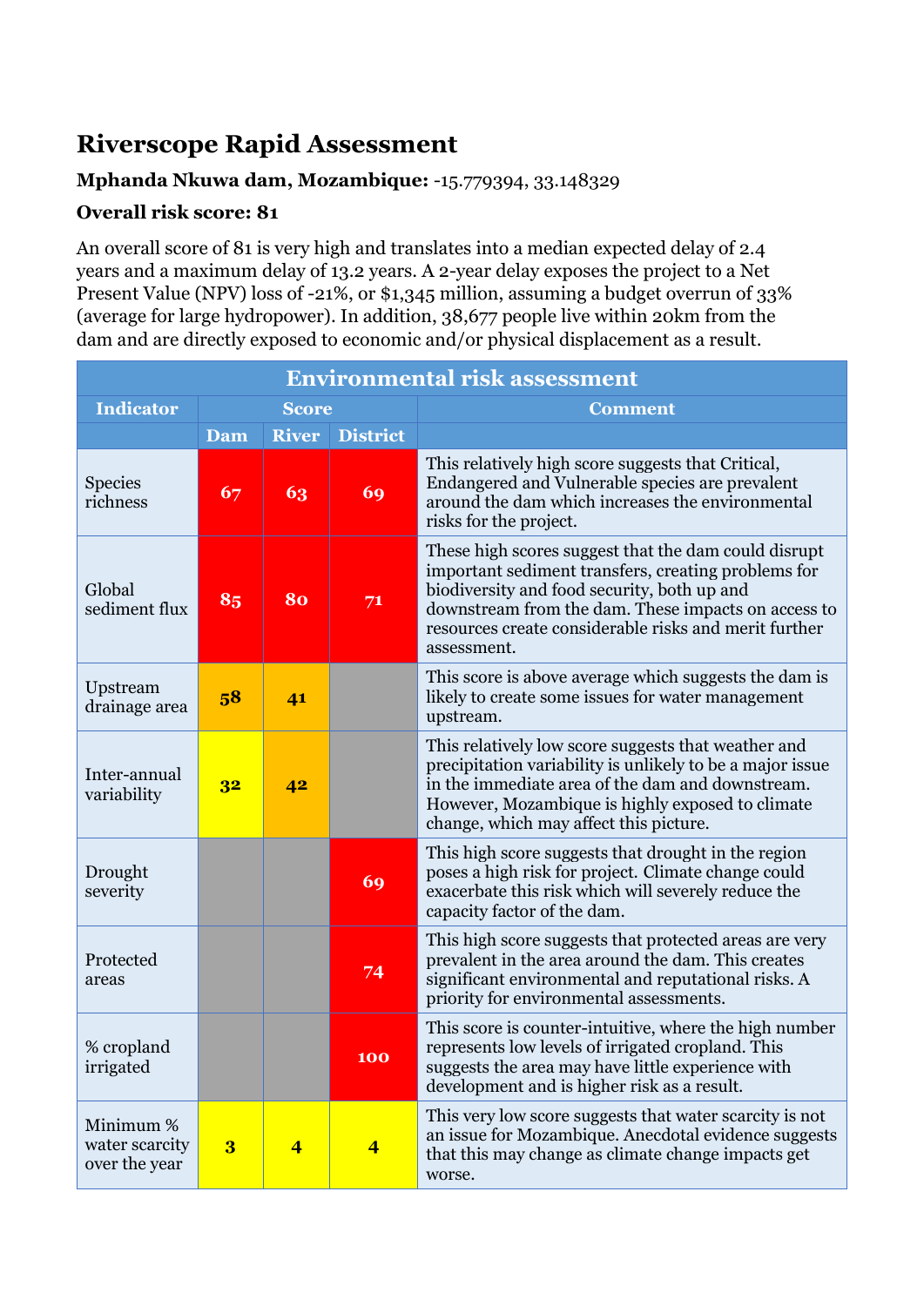# Riverscope Rapid Assessment

**Mphanda Nkuwa dam, Mozambique:** -15.779394, 33.148329

**Overall risk score: 81**

An overall score of 81 is very high and translates into a median expected delay of 2.4 years and a maximum delay of 13.2 years. A 2-year delay exposes the project to a Net Present Value (NPV) loss of -21%, or $1,345 million, assuming a budget overrun of 33% (average for large hydropower). In addition, 38,677 people live within 20km from the dam and are directly exposed to economic and/or physical displacement as a result.

| Environmental risk assessment | | | | |
|---|---|---|---|---|
| **Indicator** | **Score** | | | **Comment** |
| | **Dam** | **River** | **District** | |
| Species richness | 67 | 63 | 69 | This relatively high score suggests that Critical, Endangered and Vulnerable species are prevalent around the dam which increases the environmental risks for the project. |
| Global sediment flux | 85 | 80 | 71 | These high scores suggest that the dam could disrupt important sediment transfers, creating problems for biodiversity and food security, both up and downstream from the dam. These impacts on access to resources create considerable risks and merit further assessment. |
| Upstream drainage area | 58 | 41 | | This score is above average which suggests the dam is likely to create some issues for water management upstream. |
| Inter-annual variability | 32 | 42 | | This relatively low score suggests that weather and precipitation variability is unlikely to be a major issue in the immediate area of the dam and downstream. However, Mozambique is highly exposed to climate change, which may affect this picture. |
| Drought severity | | | 69 | This high score suggests that drought in the region poses a high risk for project. Climate change could exacerbate this risk which will severely reduce the capacity factor of the dam. |
| Protected areas | | | 74 | This high score suggests that protected areas are very prevalent in the area around the dam. This creates significant environmental and reputational risks. A priority for environmental assessments. |
| % cropland irrigated | | | 100 | This score is counter-intuitive, where the high number represents low levels of irrigated cropland. This suggests the area may have little experience with development and is higher risk as a result. |
| Minimum % water scarcity over the year | 3 | 4 | 4 | This very low score suggests that water scarcity is not an issue for Mozambique. Anecdotal evidence suggests that this may change as climate change impacts get worse. |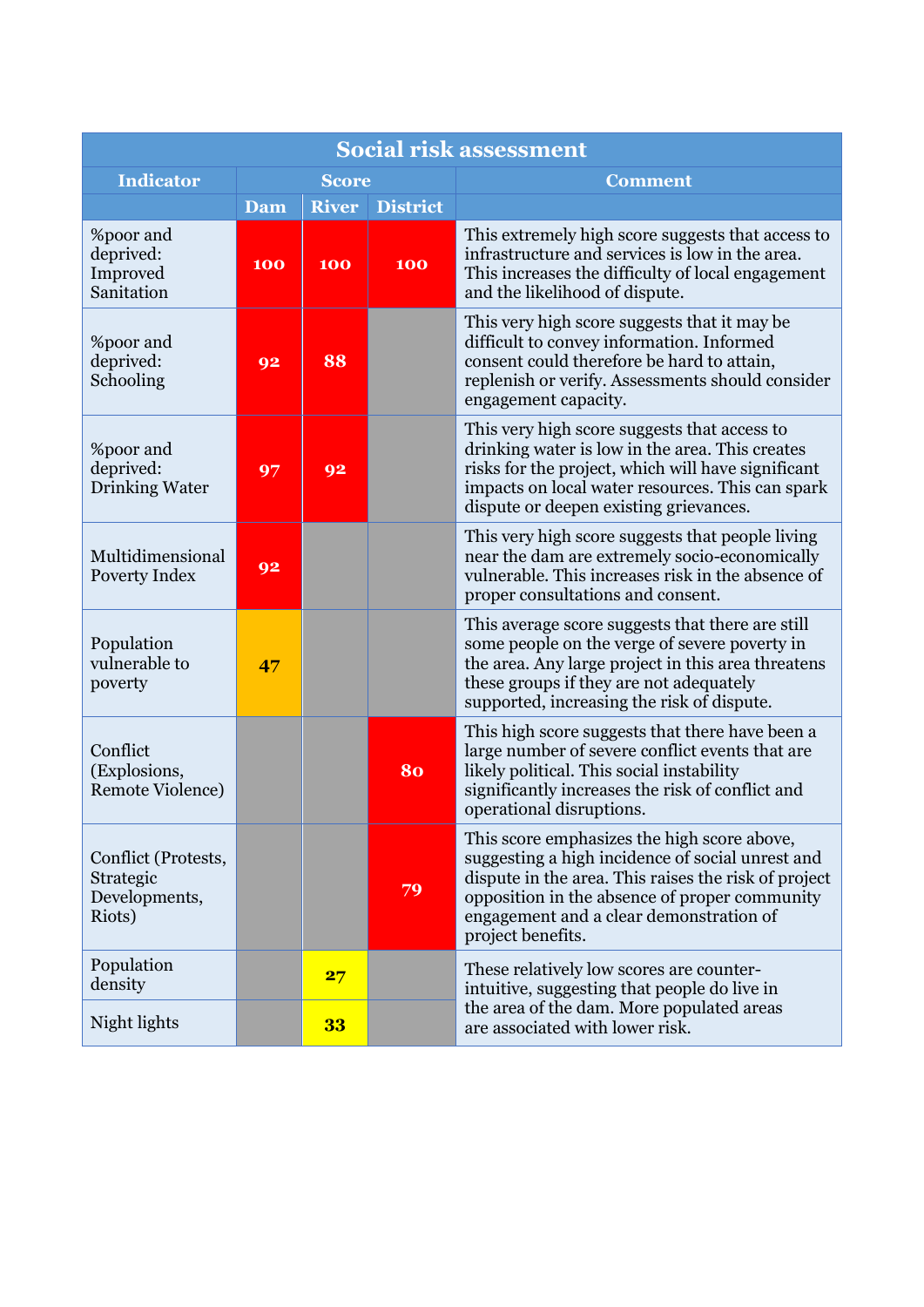## Social risk assessment

| Indicator | Score | | | Comment |
|---|---|---|---|---|
| | Dam | River | District | |
| %poor and deprived: Improved Sanitation | 100 | 100 | 100 | This extremely high score suggests that access to infrastructure and services is low in the area. This increases the difficulty of local engagement and the likelihood of dispute. |
| %poor and deprived: Schooling | 92 | 88 | | This very high score suggests that it may be difficult to convey information. Informed consent could therefore be hard to attain, replenish or verify. Assessments should consider engagement capacity. |
| %poor and deprived: Drinking Water | 97 | 92 | | This very high score suggests that access to drinking water is low in the area. This creates risks for the project, which will have significant impacts on local water resources. This can spark dispute or deepen existing grievances. |
| Multidimensional Poverty Index | 92 | | | This very high score suggests that people living near the dam are extremely socio-economically vulnerable. This increases risk in the absence of proper consultations and consent. |
| Population vulnerable to poverty | 47 | | | This average score suggests that there are still some people on the verge of severe poverty in the area. Any large project in this area threatens these groups if they are not adequately supported, increasing the risk of dispute. |
| Conflict (Explosions, Remote Violence) | | | 80 | This high score suggests that there have been a large number of severe conflict events that are likely political. This social instability significantly increases the risk of conflict and operational disruptions. |
| Conflict (Protests, Strategic Developments, Riots) | | | 79 | This score emphasizes the high score above, suggesting a high incidence of social unrest and dispute in the area. This raises the risk of project opposition in the absence of proper community engagement and a clear demonstration of project benefits. |
| Population density | | 27 | | These relatively low scores are counter-intuitive, suggesting that people do live in the area of the dam. More populated areas are associated with lower risk. |
| Night lights | | 33 | | |